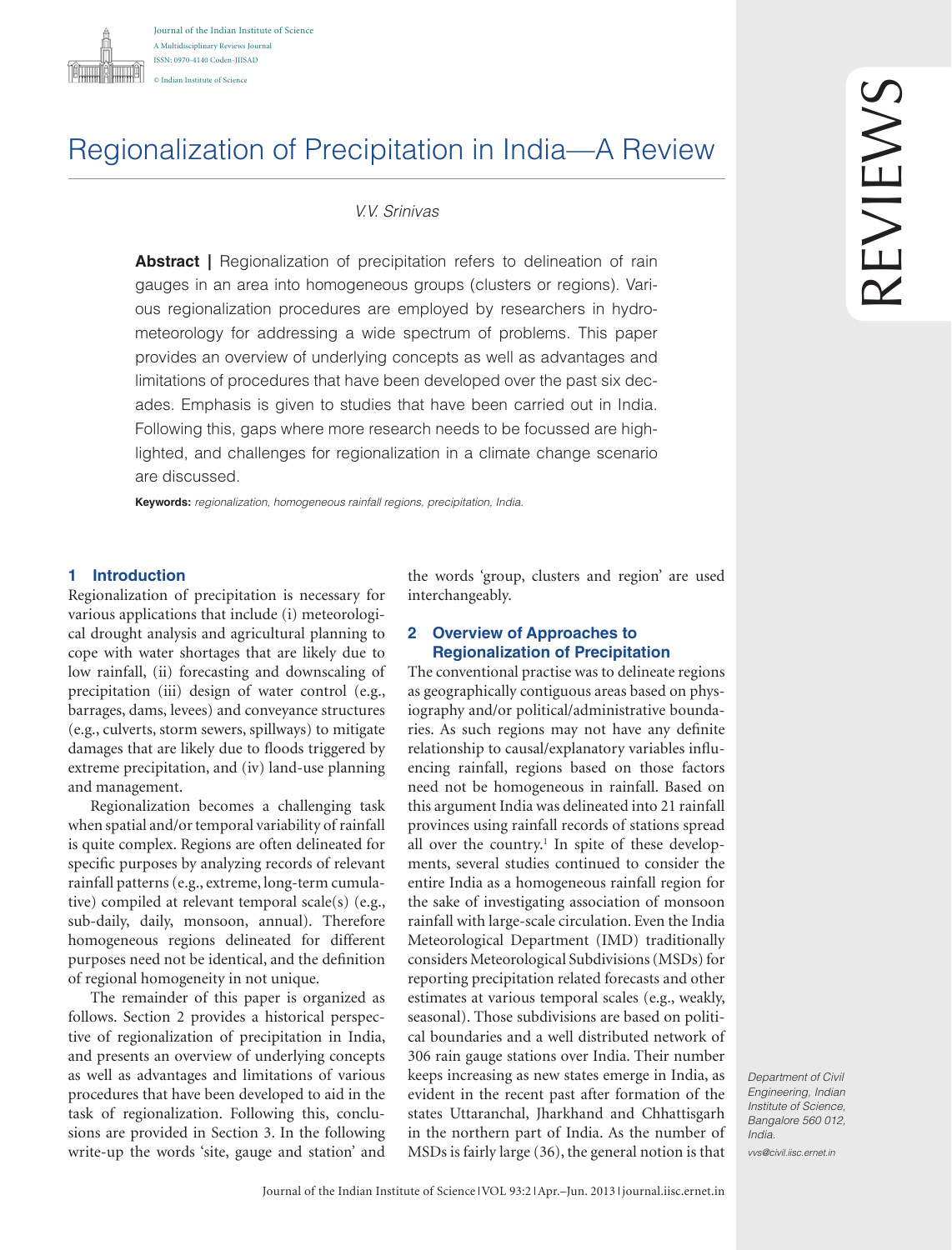# Regionalization of Precipitation in India—A Review

*V.V. Srinivas*

**Abstract |** Regionalization of precipitation refers to delineation of rain gauges in an area into homogeneous groups (clusters or regions). Various regionalization procedures are employed by researchers in hydrometeorology for addressing a wide spectrum of problems. This paper provides an overview of underlying concepts as well as advantages and limitations of procedures that have been developed over the past six decades. Emphasis is given to studies that have been carried out in India. Following this, gaps where more research needs to be focussed are highlighted, and challenges for regionalization in a climate change scenario are discussed.

**Keywords:** *regionalization, homogeneous rainfall regions, precipitation, India.*

Department of Civil Engineering, Indian Institute of Science, Bangalore 560 012, India.

vvs@civil.iisc.ernet.in

## 1 Introduction

Regionalization of precipitation is necessary for various applications that include (i) meteorological drought analysis and agricultural planning to cope with water shortages that are likely due to low rainfall, (ii) forecasting and downscaling of precipitation (iii) design of water control (e.g., barrages, dams, levees) and conveyance structures (e.g., culverts, storm sewers, spillways) to mitigate damages that are likely due to floods triggered by extreme precipitation, and (iv) land-use planning and management.

Regionalization becomes a challenging task when spatial and/or temporal variability of rainfall is quite complex. Regions are often delineated for specific purposes by analyzing records of relevant rainfall patterns (e.g., extreme, long-term cumulative) compiled at relevant temporal scale(s) (e.g., sub-daily, daily, monsoon, annual). Therefore homogeneous regions delineated for different purposes need not be identical, and the definition of regional homogeneity in not unique.

The remainder of this paper is organized as follows. Section 2 provides a historical perspective of regionalization of precipitation in India, and presents an overview of underlying concepts as well as advantages and limitations of various procedures that have been developed to aid in the task of regionalization. Following this, conclusions are provided in Section 3. In the following write-up the words 'site, gauge and station' and the words 'group, clusters and region' are used interchangeably.

## 2 Overview of Approaches to Regionalization of Precipitation

The conventional practise was to delineate regions as geographically contiguous areas based on physiography and/or political/administrative boundaries. As such regions may not have any definite relationship to causal/explanatory variables influencing rainfall, regions based on those factors need not be homogeneous in rainfall. Based on this argument India was delineated into 21 rainfall provinces using rainfall records of stations spread all over the country.[1] In spite of these developments, several studies continued to consider the entire India as a homogeneous rainfall region for the sake of investigating association of monsoon rainfall with large-scale circulation. Even the India Meteorological Department (IMD) traditionally considers Meteorological Subdivisions (MSDs) for reporting precipitation related forecasts and other estimates at various temporal scales (e.g., weakly, seasonal). Those subdivisions are based on political boundaries and a well distributed network of 306 rain gauge stations over India. Their number keeps increasing as new states emerge in India, as evident in the recent past after formation of the states Uttaranchal, Jharkhand and Chhattisgarh in the northern part of India. As the number of MSDs is fairly large (36), the general notion is that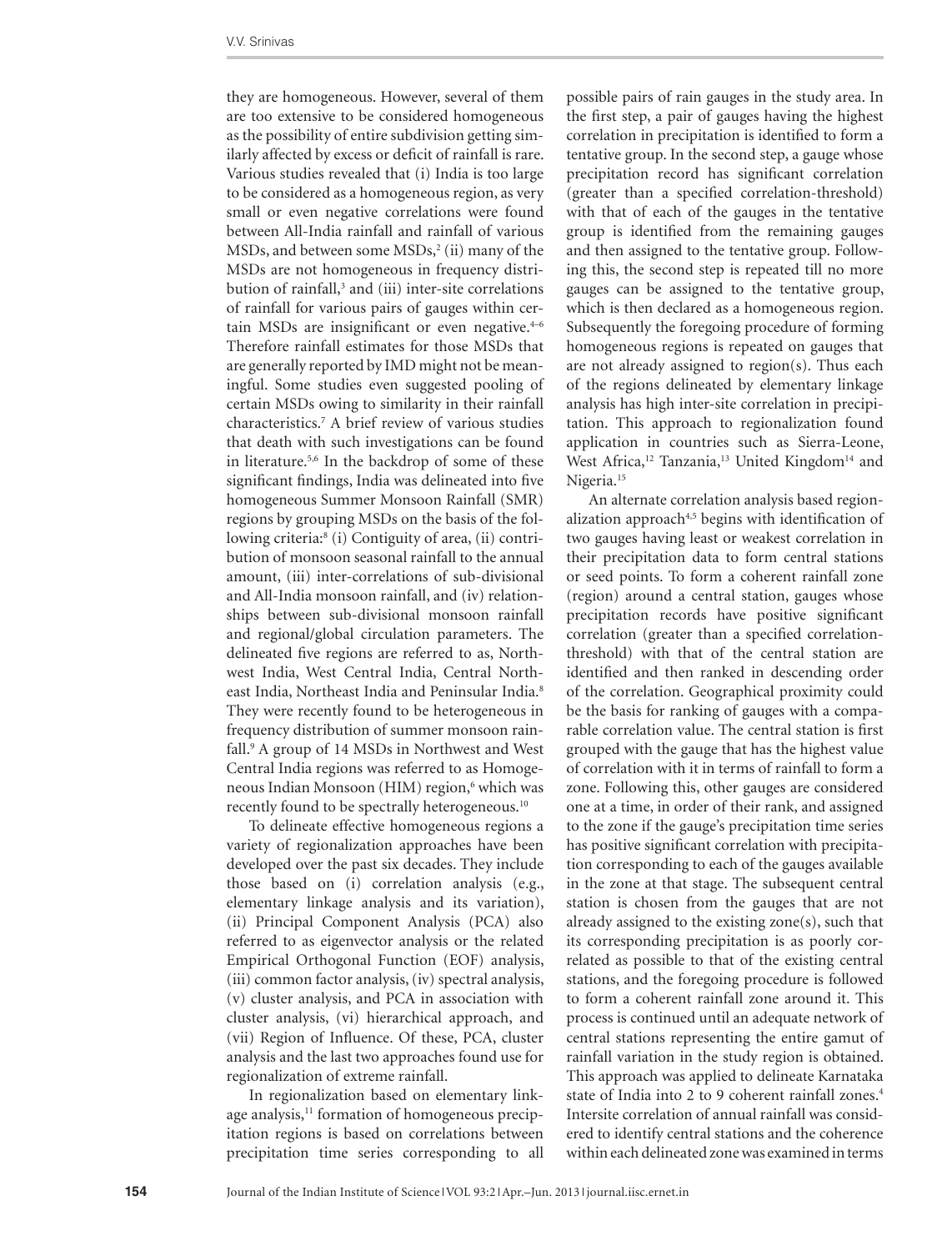they are homogeneous. However, several of them are too extensive to be considered homogeneous as the possibility of entire subdivision getting similarly affected by excess or deficit of rainfall is rare. Various studies revealed that (i) India is too large to be considered as a homogeneous region, as very small or even negative correlations were found between All-India rainfall and rainfall of various MSDs, and between some MSDs,[2] (ii) many of the MSDs are not homogeneous in frequency distribution of rainfall,[3] and (iii) inter-site correlations of rainfall for various pairs of gauges within certain MSDs are insignificant or even negative.[4–6] Therefore rainfall estimates for those MSDs that are generally reported by IMD might not be meaningful. Some studies even suggested pooling of certain MSDs owing to similarity in their rainfall characteristics.[7] A brief review of various studies that death with such investigations can be found in literature.[5,6] In the backdrop of some of these significant findings, India was delineated into five homogeneous Summer Monsoon Rainfall (SMR) regions by grouping MSDs on the basis of the following criteria:[8] (i) Contiguity of area, (ii) contribution of monsoon seasonal rainfall to the annual amount, (iii) inter-correlations of sub-divisional and All-India monsoon rainfall, and (iv) relationships between sub-divisional monsoon rainfall and regional/global circulation parameters. The delineated five regions are referred to as, Northwest India, West Central India, Central Northeast India, Northeast India and Peninsular India.[8] They were recently found to be heterogeneous in frequency distribution of summer monsoon rainfall.[9] A group of 14 MSDs in Northwest and West Central India regions was referred to as Homogeneous Indian Monsoon (HIM) region,[6] which was recently found to be spectrally heterogeneous.[10]

To delineate effective homogeneous regions a variety of regionalization approaches have been developed over the past six decades. They include those based on (i) correlation analysis (e.g., elementary linkage analysis and its variation), (ii) Principal Component Analysis (PCA) also referred to as eigenvector analysis or the related Empirical Orthogonal Function (EOF) analysis, (iii) common factor analysis, (iv) spectral analysis, (v) cluster analysis, and PCA in association with cluster analysis, (vi) hierarchical approach, and (vii) Region of Influence. Of these, PCA, cluster analysis and the last two approaches found use for regionalization of extreme rainfall.

In regionalization based on elementary linkage analysis,[11] formation of homogeneous precipitation regions is based on correlations between precipitation time series corresponding to all possible pairs of rain gauges in the study area. In the first step, a pair of gauges having the highest correlation in precipitation is identified to form a tentative group. In the second step, a gauge whose precipitation record has significant correlation (greater than a specified correlation-threshold) with that of each of the gauges in the tentative group is identified from the remaining gauges and then assigned to the tentative group. Following this, the second step is repeated till no more gauges can be assigned to the tentative group, which is then declared as a homogeneous region. Subsequently the foregoing procedure of forming homogeneous regions is repeated on gauges that are not already assigned to region(s). Thus each of the regions delineated by elementary linkage analysis has high inter-site correlation in precipitation. This approach to regionalization found application in countries such as Sierra-Leone, West Africa,[12] Tanzania,[13] United Kingdom[14] and Nigeria.[15]

An alternate correlation analysis based regionalization approach[4,5] begins with identification of two gauges having least or weakest correlation in their precipitation data to form central stations or seed points. To form a coherent rainfall zone (region) around a central station, gauges whose precipitation records have positive significant correlation (greater than a specified correlation-threshold) with that of the central station are identified and then ranked in descending order of the correlation. Geographical proximity could be the basis for ranking of gauges with a comparable correlation value. The central station is first grouped with the gauge that has the highest value of correlation with it in terms of rainfall to form a zone. Following this, other gauges are considered one at a time, in order of their rank, and assigned to the zone if the gauge's precipitation time series has positive significant correlation with precipitation corresponding to each of the gauges available in the zone at that stage. The subsequent central station is chosen from the gauges that are not already assigned to the existing zone(s), such that its corresponding precipitation is as poorly correlated as possible to that of the existing central stations, and the foregoing procedure is followed to form a coherent rainfall zone around it. This process is continued until an adequate network of central stations representing the entire gamut of rainfall variation in the study region is obtained. This approach was applied to delineate Karnataka state of India into 2 to 9 coherent rainfall zones.[4] Intersite correlation of annual rainfall was considered to identify central stations and the coherence within each delineated zone was examined in terms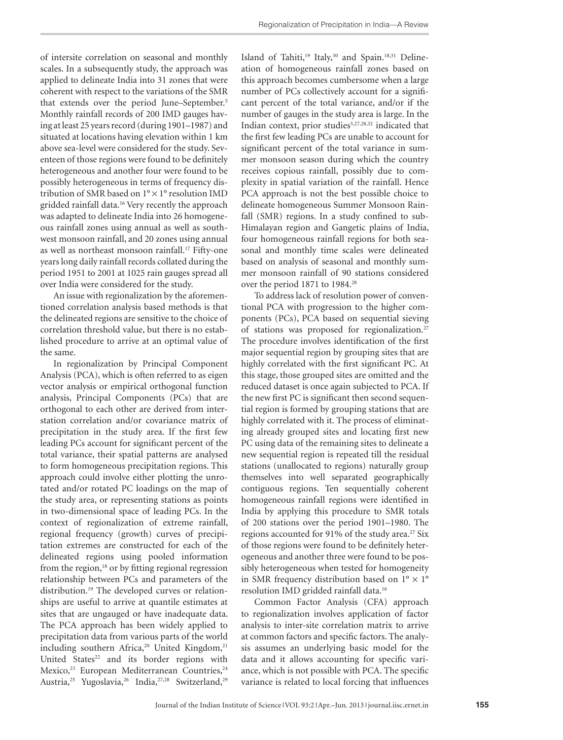of intersite correlation on seasonal and monthly scales. In a subsequently study, the approach was applied to delineate India into 31 zones that were coherent with respect to the variations of the SMR that extends over the period June–September.[5] Monthly rainfall records of 200 IMD gauges having at least 25 years record (during 1901–1987) and situated at locations having elevation within 1 km above sea-level were considered for the study. Seventeen of those regions were found to be definitely heterogeneous and another four were found to be possibly heterogeneous in terms of frequency distribution of SMR based on 1° × 1° resolution IMD gridded rainfall data.[16] Very recently the approach was adapted to delineate India into 26 homogeneous rainfall zones using annual as well as southwest monsoon rainfall, and 20 zones using annual as well as northeast monsoon rainfall.[17] Fifty-one years long daily rainfall records collated during the period 1951 to 2001 at 1025 rain gauges spread all over India were considered for the study.

An issue with regionalization by the aforementioned correlation analysis based methods is that the delineated regions are sensitive to the choice of correlation threshold value, but there is no established procedure to arrive at an optimal value of the same.

In regionalization by Principal Component Analysis (PCA), which is often referred to as eigen vector analysis or empirical orthogonal function analysis, Principal Components (PCs) that are orthogonal to each other are derived from interstation correlation and/or covariance matrix of precipitation in the study area. If the first few leading PCs account for significant percent of the total variance, their spatial patterns are analysed to form homogeneous precipitation regions. This approach could involve either plotting the unrotated and/or rotated PC loadings on the map of the study area, or representing stations as points in two-dimensional space of leading PCs. In the context of regionalization of extreme rainfall, regional frequency (growth) curves of precipitation extremes are constructed for each of the delineated regions using pooled information from the region,[18] or by fitting regional regression relationship between PCs and parameters of the distribution.[19] The developed curves or relationships are useful to arrive at quantile estimates at sites that are ungauged or have inadequate data. The PCA approach has been widely applied to precipitation data from various parts of the world including southern Africa,[20] United Kingdom,[21] United States[22] and its border regions with Mexico,[23] European Mediterranean Countries,[24] Austria,[25] Yugoslavia,[26] India,[27,28] Switzerland,[29] Island of Tahiti,[19] Italy,[30] and Spain.[18,31] Delineation of homogeneous rainfall zones based on this approach becomes cumbersome when a large number of PCs collectively account for a significant percent of the total variance, and/or if the number of gauges in the study area is large. In the Indian context, prior studies[5,27,28,32] indicated that the first few leading PCs are unable to account for significant percent of the total variance in summer monsoon season during which the country receives copious rainfall, possibly due to complexity in spatial variation of the rainfall. Hence PCA approach is not the best possible choice to delineate homogeneous Summer Monsoon Rainfall (SMR) regions. In a study confined to sub-Himalayan region and Gangetic plains of India, four homogeneous rainfall regions for both seasonal and monthly time scales were delineated based on analysis of seasonal and monthly summer monsoon rainfall of 90 stations considered over the period 1871 to 1984.[28]

To address lack of resolution power of conventional PCA with progression to the higher components (PCs), PCA based on sequential sieving of stations was proposed for regionalization.[27] The procedure involves identification of the first major sequential region by grouping sites that are highly correlated with the first significant PC. At this stage, those grouped sites are omitted and the reduced dataset is once again subjected to PCA. If the new first PC is significant then second sequential region is formed by grouping stations that are highly correlated with it. The process of eliminating already grouped sites and locating first new PC using data of the remaining sites to delineate a new sequential region is repeated till the residual stations (unallocated to regions) naturally group themselves into well separated geographically contiguous regions. Ten sequentially coherent homogeneous rainfall regions were identified in India by applying this procedure to SMR totals of 200 stations over the period 1901–1980. The regions accounted for 91% of the study area.[27] Six of those regions were found to be definitely heterogeneous and another three were found to be possibly heterogeneous when tested for homogeneity in SMR frequency distribution based on 1° × 1° resolution IMD gridded rainfall data.[16]

Common Factor Analysis (CFA) approach to regionalization involves application of factor analysis to inter-site correlation matrix to arrive at common factors and specific factors. The analysis assumes an underlying basic model for the data and it allows accounting for specific variance, which is not possible with PCA. The specific variance is related to local forcing that influences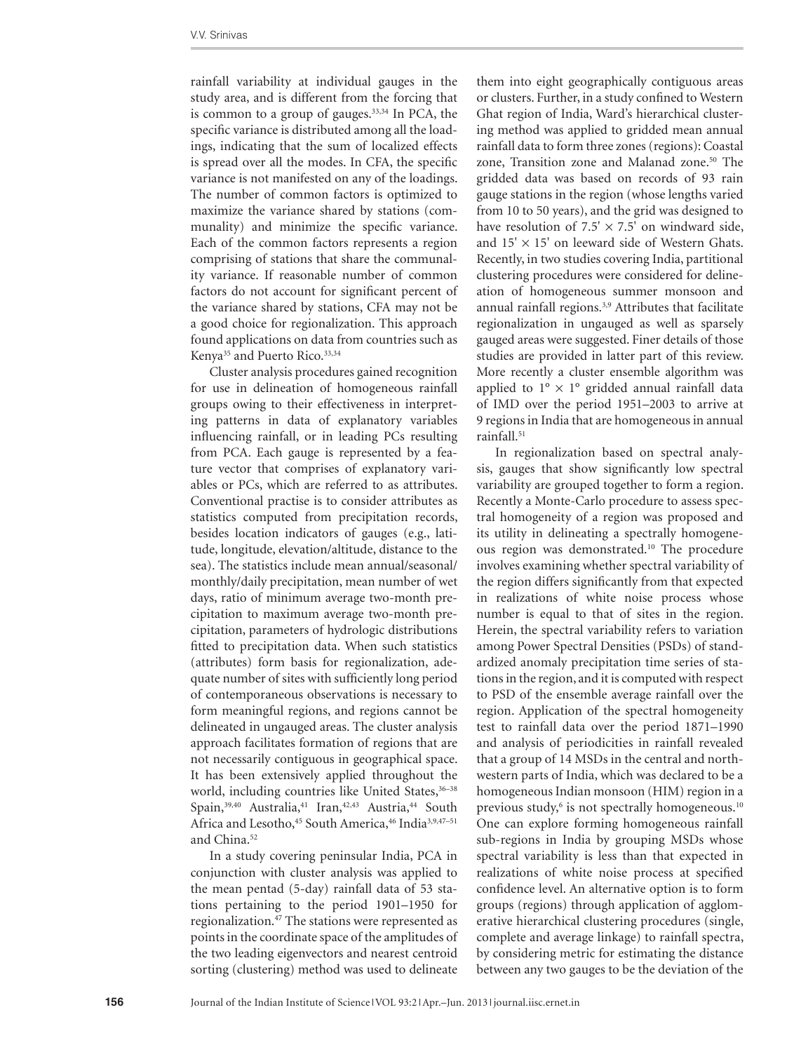rainfall variability at individual gauges in the study area, and is different from the forcing that is common to a group of gauges.[33,34] In PCA, the specific variance is distributed among all the loadings, indicating that the sum of localized effects is spread over all the modes. In CFA, the specific variance is not manifested on any of the loadings. The number of common factors is optimized to maximize the variance shared by stations (communality) and minimize the specific variance. Each of the common factors represents a region comprising of stations that share the communality variance. If reasonable number of common factors do not account for significant percent of the variance shared by stations, CFA may not be a good choice for regionalization. This approach found applications on data from countries such as Kenya[35] and Puerto Rico.[33,34]

Cluster analysis procedures gained recognition for use in delineation of homogeneous rainfall groups owing to their effectiveness in interpreting patterns in data of explanatory variables influencing rainfall, or in leading PCs resulting from PCA. Each gauge is represented by a feature vector that comprises of explanatory variables or PCs, which are referred to as attributes. Conventional practise is to consider attributes as statistics computed from precipitation records, besides location indicators of gauges (e.g., latitude, longitude, elevation/altitude, distance to the sea). The statistics include mean annual/seasonal/monthly/daily precipitation, mean number of wet days, ratio of minimum average two-month precipitation to maximum average two-month precipitation, parameters of hydrologic distributions fitted to precipitation data. When such statistics (attributes) form basis for regionalization, adequate number of sites with sufficiently long period of contemporaneous observations is necessary to form meaningful regions, and regions cannot be delineated in ungauged areas. The cluster analysis approach facilitates formation of regions that are not necessarily contiguous in geographical space. It has been extensively applied throughout the world, including countries like United States,[36–38] Spain,[39,40] Australia,[41] Iran,[42,43] Austria,[44] South Africa and Lesotho,[45] South America,[46] India[3,9,47–51] and China.[52]

In a study covering peninsular India, PCA in conjunction with cluster analysis was applied to the mean pentad (5-day) rainfall data of 53 stations pertaining to the period 1901–1950 for regionalization.[47] The stations were represented as points in the coordinate space of the amplitudes of the two leading eigenvectors and nearest centroid sorting (clustering) method was used to delineate them into eight geographically contiguous areas or clusters. Further, in a study confined to Western Ghat region of India, Ward's hierarchical clustering method was applied to gridded mean annual rainfall data to form three zones (regions): Coastal zone, Transition zone and Malanad zone.[50] The gridded data was based on records of 93 rain gauge stations in the region (whose lengths varied from 10 to 50 years), and the grid was designed to have resolution of $7.5' \times 7.5'$ on windward side, and $15' \times 15'$ on leeward side of Western Ghats. Recently, in two studies covering India, partitional clustering procedures were considered for delineation of homogeneous summer monsoon and annual rainfall regions.[3,9] Attributes that facilitate regionalization in ungauged as well as sparsely gauged areas were suggested. Finer details of those studies are provided in latter part of this review. More recently a cluster ensemble algorithm was applied to $1° \times 1°$ gridded annual rainfall data of IMD over the period 1951–2003 to arrive at 9 regions in India that are homogeneous in annual rainfall.[51]

In regionalization based on spectral analysis, gauges that show significantly low spectral variability are grouped together to form a region. Recently a Monte-Carlo procedure to assess spectral homogeneity of a region was proposed and its utility in delineating a spectrally homogeneous region was demonstrated.[10] The procedure involves examining whether spectral variability of the region differs significantly from that expected in realizations of white noise process whose number is equal to that of sites in the region. Herein, the spectral variability refers to variation among Power Spectral Densities (PSDs) of standardized anomaly precipitation time series of stations in the region, and it is computed with respect to PSD of the ensemble average rainfall over the region. Application of the spectral homogeneity test to rainfall data over the period 1871–1990 and analysis of periodicities in rainfall revealed that a group of 14 MSDs in the central and northwestern parts of India, which was declared to be a homogeneous Indian monsoon (HIM) region in a previous study,[6] is not spectrally homogeneous.[10] One can explore forming homogeneous rainfall sub-regions in India by grouping MSDs whose spectral variability is less than that expected in realizations of white noise process at specified confidence level. An alternative option is to form groups (regions) through application of agglomerative hierarchical clustering procedures (single, complete and average linkage) to rainfall spectra, by considering metric for estimating the distance between any two gauges to be the deviation of the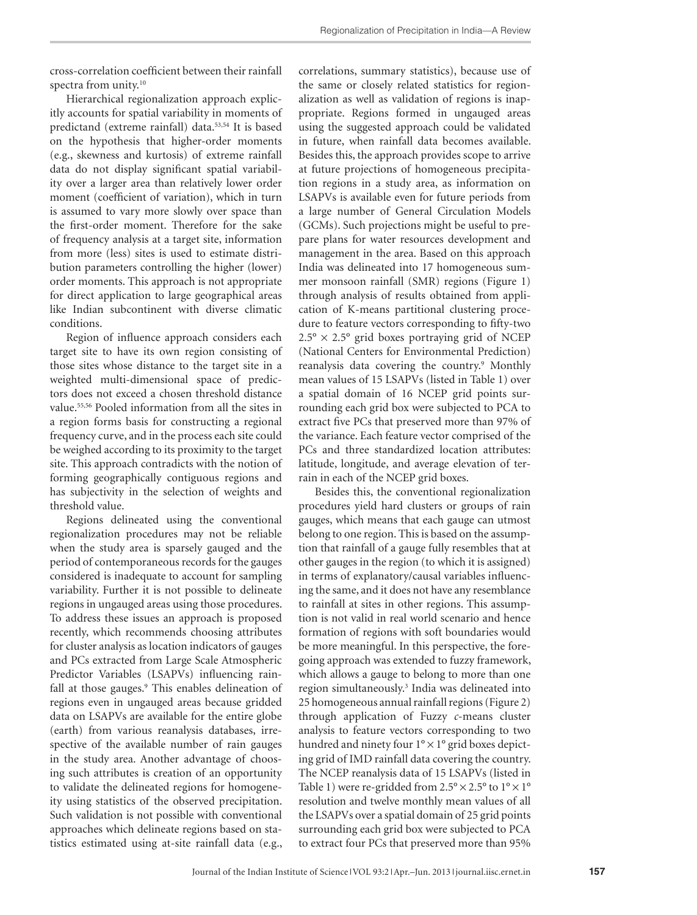cross-correlation coefficient between their rainfall spectra from unity.[10]

Hierarchical regionalization approach explicitly accounts for spatial variability in moments of predictand (extreme rainfall) data.[53,54] It is based on the hypothesis that higher-order moments (e.g., skewness and kurtosis) of extreme rainfall data do not display significant spatial variability over a larger area than relatively lower order moment (coefficient of variation), which in turn is assumed to vary more slowly over space than the first-order moment. Therefore for the sake of frequency analysis at a target site, information from more (less) sites is used to estimate distribution parameters controlling the higher (lower) order moments. This approach is not appropriate for direct application to large geographical areas like Indian subcontinent with diverse climatic conditions.

Region of influence approach considers each target site to have its own region consisting of those sites whose distance to the target site in a weighted multi-dimensional space of predictors does not exceed a chosen threshold distance value.[55,56] Pooled information from all the sites in a region forms basis for constructing a regional frequency curve, and in the process each site could be weighed according to its proximity to the target site. This approach contradicts with the notion of forming geographically contiguous regions and has subjectivity in the selection of weights and threshold value.

Regions delineated using the conventional regionalization procedures may not be reliable when the study area is sparsely gauged and the period of contemporaneous records for the gauges considered is inadequate to account for sampling variability. Further it is not possible to delineate regions in ungauged areas using those procedures. To address these issues an approach is proposed recently, which recommends choosing attributes for cluster analysis as location indicators of gauges and PCs extracted from Large Scale Atmospheric Predictor Variables (LSAPVs) influencing rainfall at those gauges.[9] This enables delineation of regions even in ungauged areas because gridded data on LSAPVs are available for the entire globe (earth) from various reanalysis databases, irrespective of the available number of rain gauges in the study area. Another advantage of choosing such attributes is creation of an opportunity to validate the delineated regions for homogeneity using statistics of the observed precipitation. Such validation is not possible with conventional approaches which delineate regions based on statistics estimated using at-site rainfall data (e.g., correlations, summary statistics), because use of the same or closely related statistics for regionalization as well as validation of regions is inappropriate. Regions formed in ungauged areas using the suggested approach could be validated in future, when rainfall data becomes available. Besides this, the approach provides scope to arrive at future projections of homogeneous precipitation regions in a study area, as information on LSAPVs is available even for future periods from a large number of General Circulation Models (GCMs). Such projections might be useful to prepare plans for water resources development and management in the area. Based on this approach India was delineated into 17 homogeneous summer monsoon rainfall (SMR) regions (Figure 1) through analysis of results obtained from application of K-means partitional clustering procedure to feature vectors corresponding to fifty-two $2.5° \times 2.5°$ grid boxes portraying grid of NCEP (National Centers for Environmental Prediction) reanalysis data covering the country.[9] Monthly mean values of 15 LSAPVs (listed in Table 1) over a spatial domain of 16 NCEP grid points surrounding each grid box were subjected to PCA to extract five PCs that preserved more than 97% of the variance. Each feature vector comprised of the PCs and three standardized location attributes: latitude, longitude, and average elevation of terrain in each of the NCEP grid boxes.

Besides this, the conventional regionalization procedures yield hard clusters or groups of rain gauges, which means that each gauge can utmost belong to one region. This is based on the assumption that rainfall of a gauge fully resembles that at other gauges in the region (to which it is assigned) in terms of explanatory/causal variables influencing the same, and it does not have any resemblance to rainfall at sites in other regions. This assumption is not valid in real world scenario and hence formation of regions with soft boundaries would be more meaningful. In this perspective, the foregoing approach was extended to fuzzy framework, which allows a gauge to belong to more than one region simultaneously.[3] India was delineated into 25 homogeneous annual rainfall regions (Figure 2) through application of Fuzzy *c*-means cluster analysis to feature vectors corresponding to two hundred and ninety four $1° \times 1°$ grid boxes depicting grid of IMD rainfall data covering the country. The NCEP reanalysis data of 15 LSAPVs (listed in Table 1) were re-gridded from $2.5° \times 2.5°$ to $1° \times 1°$ resolution and twelve monthly mean values of all the LSAPVs over a spatial domain of 25 grid points surrounding each grid box were subjected to PCA to extract four PCs that preserved more than 95%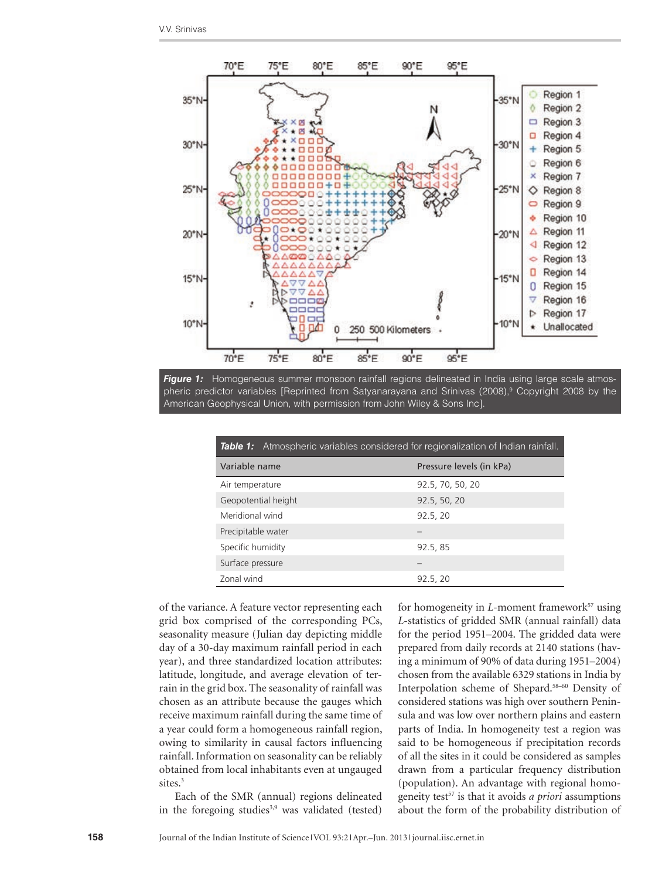**Figure 1:** Homogeneous summer monsoon rainfall regions delineated in India using large scale atmospheric predictor variables [Reprinted from Satyanarayana and Srinivas (2008),[9] Copyright 2008 by the American Geophysical Union, with permission from John Wiley & Sons Inc].

**Table 1:** Atmospheric variables considered for regionalization of Indian rainfall.

| Variable name | Pressure levels (in kPa) |
|---|---|
| Air temperature | 92.5, 70, 50, 20 |
| Geopotential height | 92.5, 50, 20 |
| Meridional wind | 92.5, 20 |
| Precipitable water | – |
| Specific humidity | 92.5, 85 |
| Surface pressure | – |
| Zonal wind | 92.5, 20 |

of the variance. A feature vector representing each grid box comprised of the corresponding PCs, seasonality measure (Julian day depicting middle day of a 30-day maximum rainfall period in each year), and three standardized location attributes: latitude, longitude, and average elevation of terrain in the grid box. The seasonality of rainfall was chosen as an attribute because the gauges which receive maximum rainfall during the same time of a year could form a homogeneous rainfall region, owing to similarity in causal factors influencing rainfall. Information on seasonality can be reliably obtained from local inhabitants even at ungauged sites.[3]

Each of the SMR (annual) regions delineated in the foregoing studies[3,9] was validated (tested) for homogeneity in *L*-moment framework[57] using *L*-statistics of gridded SMR (annual rainfall) data for the period 1951–2004. The gridded data were prepared from daily records at 2140 stations (having a minimum of 90% of data during 1951–2004) chosen from the available 6329 stations in India by Interpolation scheme of Shepard.[58–60] Density of considered stations was high over southern Peninsula and was low over northern plains and eastern parts of India. In homogeneity test a region was said to be homogeneous if precipitation records of all the sites in it could be considered as samples drawn from a particular frequency distribution (population). An advantage with regional homogeneity test[57] is that it avoids *a priori* assumptions about the form of the probability distribution of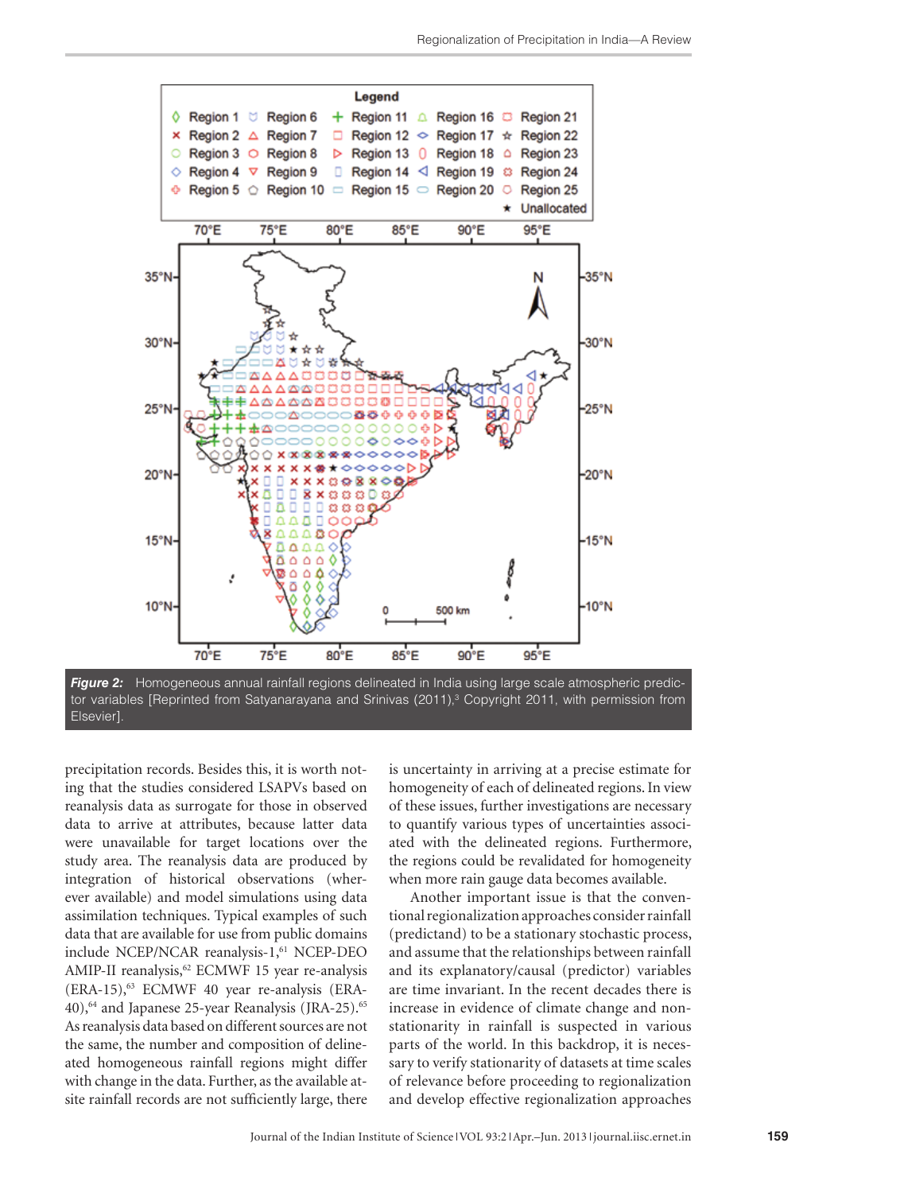**Figure 2:** Homogeneous annual rainfall regions delineated in India using large scale atmospheric predictor variables [Reprinted from Satyanarayana and Srinivas (2011),[3] Copyright 2011, with permission from Elsevier].

precipitation records. Besides this, it is worth noting that the studies considered LSAPVs based on reanalysis data as surrogate for those in observed data to arrive at attributes, because latter data were unavailable for target locations over the study area. The reanalysis data are produced by integration of historical observations (wherever available) and model simulations using data assimilation techniques. Typical examples of such data that are available for use from public domains include NCEP/NCAR reanalysis-1,[61] NCEP-DEO AMIP-II reanalysis,[62] ECMWF 15 year re-analysis (ERA-15),[63] ECMWF 40 year re-analysis (ERA-40),[64] and Japanese 25-year Reanalysis (JRA-25).[65] As reanalysis data based on different sources are not the same, the number and composition of delineated homogeneous rainfall regions might differ with change in the data. Further, as the available at-site rainfall records are not sufficiently large, there is uncertainty in arriving at a precise estimate for homogeneity of each of delineated regions. In view of these issues, further investigations are necessary to quantify various types of uncertainties associated with the delineated regions. Furthermore, the regions could be revalidated for homogeneity when more rain gauge data becomes available.

Another important issue is that the conventional regionalization approaches consider rainfall (predictand) to be a stationary stochastic process, and assume that the relationships between rainfall and its explanatory/causal (predictor) variables are time invariant. In the recent decades there is increase in evidence of climate change and non-stationarity in rainfall is suspected in various parts of the world. In this backdrop, it is necessary to verify stationarity of datasets at time scales of relevance before proceeding to regionalization and develop effective regionalization approaches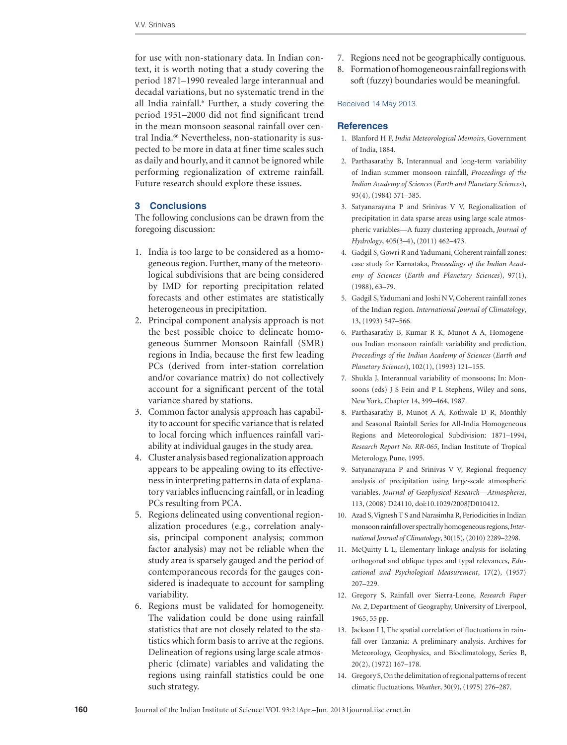for use with non-stationary data. In Indian context, it is worth noting that a study covering the period 1871–1990 revealed large interannual and decadal variations, but no systematic trend in the all India rainfall.[6] Further, a study covering the period 1951–2000 did not find significant trend in the mean monsoon seasonal rainfall over central India.[66] Nevertheless, non-stationarity is suspected to be more in data at finer time scales such as daily and hourly, and it cannot be ignored while performing regionalization of extreme rainfall. Future research should explore these issues.

## 3 Conclusions

The following conclusions can be drawn from the foregoing discussion:

1. India is too large to be considered as a homogeneous region. Further, many of the meteorological subdivisions that are being considered by IMD for reporting precipitation related forecasts and other estimates are statistically heterogeneous in precipitation.
2. Principal component analysis approach is not the best possible choice to delineate homogeneous Summer Monsoon Rainfall (SMR) regions in India, because the first few leading PCs (derived from inter-station correlation and/or covariance matrix) do not collectively account for a significant percent of the total variance shared by stations.
3. Common factor analysis approach has capability to account for specific variance that is related to local forcing which influences rainfall variability at individual gauges in the study area.
4. Cluster analysis based regionalization approach appears to be appealing owing to its effectiveness in interpreting patterns in data of explanatory variables influencing rainfall, or in leading PCs resulting from PCA.
5. Regions delineated using conventional regionalization procedures (e.g., correlation analysis, principal component analysis; common factor analysis) may not be reliable when the study area is sparsely gauged and the period of contemporaneous records for the gauges considered is inadequate to account for sampling variability.
6. Regions must be validated for homogeneity. The validation could be done using rainfall statistics that are not closely related to the statistics which form basis to arrive at the regions. Delineation of regions using large scale atmospheric (climate) variables and validating the regions using rainfall statistics could be one such strategy.
7. Regions need not be geographically contiguous.
8. Formation of homogeneous rainfall regions with soft (fuzzy) boundaries would be meaningful.

Received 14 May 2013.

## References

1. Blanford H F, *India Meteorological Memoirs*, Government of India, 1884.
2. Parthasarathy B, Interannual and long-term variability of Indian summer monsoon rainfall, *Proceedings of the Indian Academy of Sciences* (*Earth and Planetary Sciences*), 93(4), (1984) 371–385.
3. Satyanarayana P and Srinivas V V, Regionalization of precipitation in data sparse areas using large scale atmospheric variables—A fuzzy clustering approach, *Journal of Hydrology*, 405(3–4), (2011) 462–473.
4. Gadgil S, Gowri R and Yadumani, Coherent rainfall zones: case study for Karnataka, *Proceedings of the Indian Academy of Sciences* (*Earth and Planetary Sciences*), 97(1), (1988), 63–79.
5. Gadgil S, Yadumani and Joshi N V, Coherent rainfall zones of the Indian region. *International Journal of Climatology*, 13, (1993) 547–566.
6. Parthasarathy B, Kumar R K, Munot A A, Homogeneous Indian monsoon rainfall: variability and prediction. *Proceedings of the Indian Academy of Sciences* (*Earth and Planetary Sciences*), 102(1), (1993) 121–155.
7. Shukla J, Interannual variability of monsoons; In: Monsoons (eds) J S Fein and P L Stephens, Wiley and sons, New York, Chapter 14, 399–464, 1987.
8. Parthasarathy B, Munot A A, Kothwale D R, Monthly and Seasonal Rainfall Series for All-India Homogeneous Regions and Meteorological Subdivision: 1871–1994, *Research Report No. RR-065*, Indian Institute of Tropical Meterology, Pune, 1995.
9. Satyanarayana P and Srinivas V V, Regional frequency analysis of precipitation using large-scale atmospheric variables, *Journal of Geophysical Research—Atmospheres*, 113, (2008) D24110, doi:10.1029/2008JD010412.
10. Azad S, Vignesh T S and Narasimha R, Periodicities in Indian monsoon rainfall over spectrally homogeneous regions, *International Journal of Climatology*, 30(15), (2010) 2289–2298.
11. McQuitty L L, Elementary linkage analysis for isolating orthogonal and oblique types and typal relevances, *Educational and Psychological Measurement*, 17(2), (1957) 207–229.
12. Gregory S, Rainfall over Sierra-Leone, *Research Paper No. 2*, Department of Geography, University of Liverpool, 1965, 55 pp.
13. Jackson I J, The spatial correlation of fluctuations in rainfall over Tanzania: A preliminary analysis. Archives for Meteorology, Geophysics, and Bioclimatology, Series B, 20(2), (1972) 167–178.
14. Gregory S, On the delimitation of regional patterns of recent climatic fluctuations. *Weather*, 30(9), (1975) 276–287.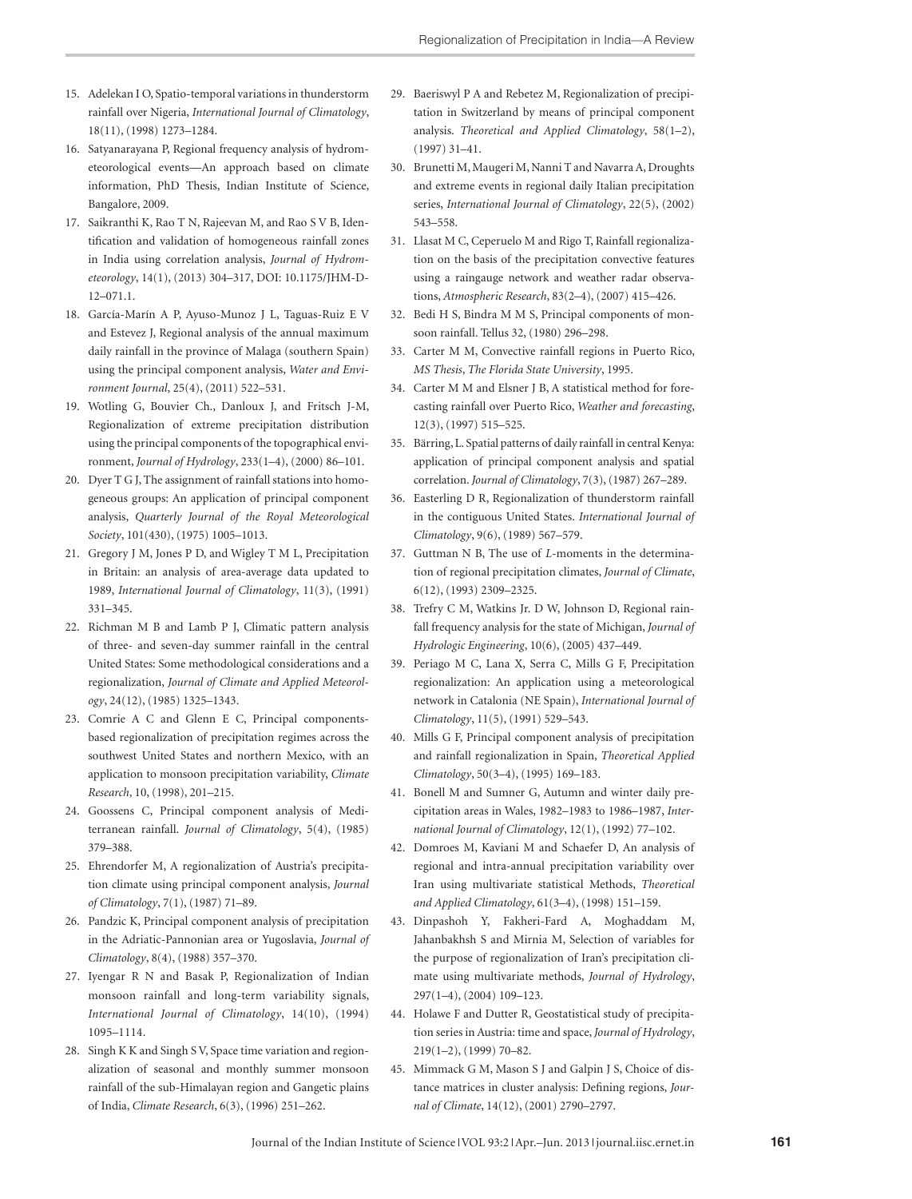15. Adelekan I O, Spatio-temporal variations in thunderstorm rainfall over Nigeria, *International Journal of Climatology*, 18(11), (1998) 1273–1284.
16. Satyanarayana P, Regional frequency analysis of hydrometeorological events—An approach based on climate information, PhD Thesis, Indian Institute of Science, Bangalore, 2009.
17. Saikranthi K, Rao T N, Rajeevan M, and Rao S V B, Identification and validation of homogeneous rainfall zones in India using correlation analysis, *Journal of Hydrometeorology*, 14(1), (2013) 304–317, DOI: 10.1175/JHM-D-12–071.1.
18. García-Marín A P, Ayuso-Munoz J L, Taguas-Ruiz E V and Estevez J, Regional analysis of the annual maximum daily rainfall in the province of Malaga (southern Spain) using the principal component analysis, *Water and Environment Journal*, 25(4), (2011) 522–531.
19. Wotling G, Bouvier Ch., Danloux J, and Fritsch J-M, Regionalization of extreme precipitation distribution using the principal components of the topographical environment, *Journal of Hydrology*, 233(1–4), (2000) 86–101.
20. Dyer T G J, The assignment of rainfall stations into homogeneous groups: An application of principal component analysis, *Quarterly Journal of the Royal Meteorological Society*, 101(430), (1975) 1005–1013.
21. Gregory J M, Jones P D, and Wigley T M L, Precipitation in Britain: an analysis of area-average data updated to 1989, *International Journal of Climatology*, 11(3), (1991) 331–345.
22. Richman M B and Lamb P J, Climatic pattern analysis of three- and seven-day summer rainfall in the central United States: Some methodological considerations and a regionalization, *Journal of Climate and Applied Meteorology*, 24(12), (1985) 1325–1343.
23. Comrie A C and Glenn E C, Principal components-based regionalization of precipitation regimes across the southwest United States and northern Mexico, with an application to monsoon precipitation variability, *Climate Research*, 10, (1998), 201–215.
24. Goossens C, Principal component analysis of Mediterranean rainfall. *Journal of Climatology*, 5(4), (1985) 379–388.
25. Ehrendorfer M, A regionalization of Austria's precipitation climate using principal component analysis, *Journal of Climatology*, 7(1), (1987) 71–89.
26. Pandzic K, Principal component analysis of precipitation in the Adriatic-Pannonian area or Yugoslavia, *Journal of Climatology*, 8(4), (1988) 357–370.
27. Iyengar R N and Basak P, Regionalization of Indian monsoon rainfall and long-term variability signals, *International Journal of Climatology*, 14(10), (1994) 1095–1114.
28. Singh K K and Singh S V, Space time variation and regionalization of seasonal and monthly summer monsoon rainfall of the sub-Himalayan region and Gangetic plains of India, *Climate Research*, 6(3), (1996) 251–262.
29. Baeriswyl P A and Rebetez M, Regionalization of precipitation in Switzerland by means of principal component analysis. *Theoretical and Applied Climatology*, 58(1–2), (1997) 31–41.
30. Brunetti M, Maugeri M, Nanni T and Navarra A, Droughts and extreme events in regional daily Italian precipitation series, *International Journal of Climatology*, 22(5), (2002) 543–558.
31. Llasat M C, Ceperuelo M and Rigo T, Rainfall regionalization on the basis of the precipitation convective features using a raingauge network and weather radar observations, *Atmospheric Research*, 83(2–4), (2007) 415–426.
32. Bedi H S, Bindra M M S, Principal components of monsoon rainfall. Tellus 32, (1980) 296–298.
33. Carter M M, Convective rainfall regions in Puerto Rico, *MS Thesis*, *The Florida State University*, 1995.
34. Carter M M and Elsner J B, A statistical method for forecasting rainfall over Puerto Rico, *Weather and forecasting*, 12(3), (1997) 515–525.
35. Bärring, L. Spatial patterns of daily rainfall in central Kenya: application of principal component analysis and spatial correlation. *Journal of Climatology*, 7(3), (1987) 267–289.
36. Easterling D R, Regionalization of thunderstorm rainfall in the contiguous United States. *International Journal of Climatology*, 9(6), (1989) 567–579.
37. Guttman N B, The use of *L*-moments in the determination of regional precipitation climates, *Journal of Climate*, 6(12), (1993) 2309–2325.
38. Trefry C M, Watkins Jr. D W, Johnson D, Regional rainfall frequency analysis for the state of Michigan, *Journal of Hydrologic Engineering*, 10(6), (2005) 437–449.
39. Periago M C, Lana X, Serra C, Mills G F, Precipitation regionalization: An application using a meteorological network in Catalonia (NE Spain), *International Journal of Climatology*, 11(5), (1991) 529–543.
40. Mills G F, Principal component analysis of precipitation and rainfall regionalization in Spain, *Theoretical Applied Climatology*, 50(3–4), (1995) 169–183.
41. Bonell M and Sumner G, Autumn and winter daily precipitation areas in Wales, 1982–1983 to 1986–1987, *International Journal of Climatology*, 12(1), (1992) 77–102.
42. Domroes M, Kaviani M and Schaefer D, An analysis of regional and intra-annual precipitation variability over Iran using multivariate statistical Methods, *Theoretical and Applied Climatology*, 61(3–4), (1998) 151–159.
43. Dinpashoh Y, Fakheri-Fard A, Moghaddam M, Jahanbakhsh S and Mirnia M, Selection of variables for the purpose of regionalization of Iran's precipitation climate using multivariate methods, *Journal of Hydrology*, 297(1–4), (2004) 109–123.
44. Holawe F and Dutter R, Geostatistical study of precipitation series in Austria: time and space, *Journal of Hydrology*, 219(1–2), (1999) 70–82.
45. Mimmack G M, Mason S J and Galpin J S, Choice of distance matrices in cluster analysis: Defining regions, *Journal of Climate*, 14(12), (2001) 2790–2797.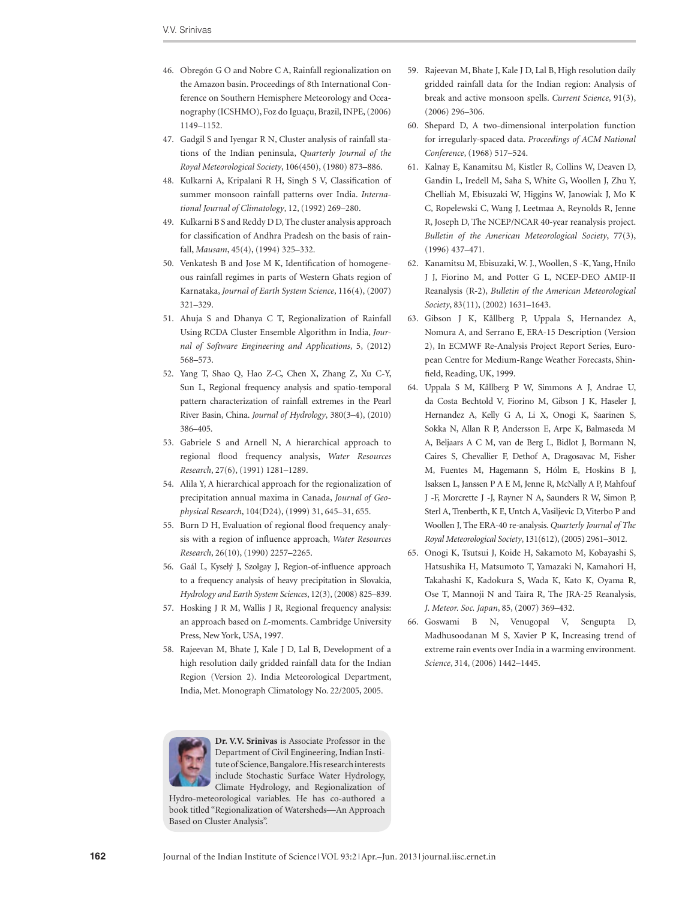46. Obregón G O and Nobre C A, Rainfall regionalization on the Amazon basin. Proceedings of 8th International Conference on Southern Hemisphere Meteorology and Oceanography (ICSHMO), Foz do Iguaçu, Brazil, INPE, (2006) 1149–1152.
47. Gadgil S and Iyengar R N, Cluster analysis of rainfall stations of the Indian peninsula, *Quarterly Journal of the Royal Meteorological Society*, 106(450), (1980) 873–886.
48. Kulkarni A, Kripalani R H, Singh S V, Classification of summer monsoon rainfall patterns over India. *International Journal of Climatology*, 12, (1992) 269–280.
49. Kulkarni B S and Reddy D D, The cluster analysis approach for classification of Andhra Pradesh on the basis of rainfall, *Mausam*, 45(4), (1994) 325–332.
50. Venkatesh B and Jose M K, Identification of homogeneous rainfall regimes in parts of Western Ghats region of Karnataka, *Journal of Earth System Science*, 116(4), (2007) 321–329.
51. Ahuja S and Dhanya C T, Regionalization of Rainfall Using RCDA Cluster Ensemble Algorithm in India, *Journal of Software Engineering and Applications*, 5, (2012) 568–573.
52. Yang T, Shao Q, Hao Z-C, Chen X, Zhang Z, Xu C-Y, Sun L, Regional frequency analysis and spatio-temporal pattern characterization of rainfall extremes in the Pearl River Basin, China. *Journal of Hydrology*, 380(3–4), (2010) 386–405.
53. Gabriele S and Arnell N, A hierarchical approach to regional flood frequency analysis, *Water Resources Research*, 27(6), (1991) 1281–1289.
54. Alila Y, A hierarchical approach for the regionalization of precipitation annual maxima in Canada, *Journal of Geophysical Research*, 104(D24), (1999) 31, 645–31, 655.
55. Burn D H, Evaluation of regional flood frequency analysis with a region of influence approach, *Water Resources Research*, 26(10), (1990) 2257–2265.
56. Gaál L, Kyselý J, Szolgay J, Region-of-influence approach to a frequency analysis of heavy precipitation in Slovakia, *Hydrology and Earth System Sciences*, 12(3), (2008) 825–839.
57. Hosking J R M, Wallis J R, Regional frequency analysis: an approach based on *L*-moments. Cambridge University Press, New York, USA, 1997.
58. Rajeevan M, Bhate J, Kale J D, Lal B, Development of a high resolution daily gridded rainfall data for the Indian Region (Version 2). India Meteorological Department, India, Met. Monograph Climatology No. 22/2005, 2005.
59. Rajeevan M, Bhate J, Kale J D, Lal B, High resolution daily gridded rainfall data for the Indian region: Analysis of break and active monsoon spells. *Current Science*, 91(3), (2006) 296–306.
60. Shepard D, A two-dimensional interpolation function for irregularly-spaced data. *Proceedings of ACM National Conference*, (1968) 517–524.
61. Kalnay E, Kanamitsu M, Kistler R, Collins W, Deaven D, Gandin L, Iredell M, Saha S, White G, Woollen J, Zhu Y, Chelliah M, Ebisuzaki W, Higgins W, Janowiak J, Mo K C, Ropelewski C, Wang J, Leetmaa A, Reynolds R, Jenne R, Joseph D, The NCEP/NCAR 40-year reanalysis project. *Bulletin of the American Meteorological Society*, 77(3), (1996) 437–471.
62. Kanamitsu M, Ebisuzaki, W. J., Woollen, S -K, Yang, Hnilo J J, Fiorino M, and Potter G L, NCEP-DEO AMIP-II Reanalysis (R-2), *Bulletin of the American Meteorological Society*, 83(11), (2002) 1631–1643.
63. Gibson J K, Kållberg P, Uppala S, Hernandez A, Nomura A, and Serrano E, ERA-15 Description (Version 2), In ECMWF Re-Analysis Project Report Series, European Centre for Medium-Range Weather Forecasts, Shinfield, Reading, UK, 1999.
64. Uppala S M, Kållberg P W, Simmons A J, Andrae U, da Costa Bechtold V, Fiorino M, Gibson J K, Haseler J, Hernandez A, Kelly G A, Li X, Onogi K, Saarinen S, Sokka N, Allan R P, Andersson E, Arpe K, Balmaseda M A, Beljaars A C M, van de Berg L, Bidlot J, Bormann N, Caires S, Chevallier F, Dethof A, Dragosavac M, Fisher M, Fuentes M, Hagemann S, Hólm E, Hoskins B J, Isaksen L, Janssen P A E M, Jenne R, McNally A P, Mahfouf J -F, Morcrette J -J, Rayner N A, Saunders R W, Simon P, Sterl A, Trenberth, K E, Untch A, Vasiljevic D, Viterbo P and Woollen J, The ERA-40 re-analysis. *Quarterly Journal of The Royal Meteorological Society*, 131(612), (2005) 2961–3012.
65. Onogi K, Tsutsui J, Koide H, Sakamoto M, Kobayashi S, Hatsushika H, Matsumoto T, Yamazaki N, Kamahori H, Takahashi K, Kadokura S, Wada K, Kato K, Oyama R, Ose T, Mannoji N and Taira R, The JRA-25 Reanalysis, *J. Meteor. Soc. Japan*, 85, (2007) 369–432.
66. Goswami B N, Venugopal V, Sengupta D, Madhusoodanan M S, Xavier P K, Increasing trend of extreme rain events over India in a warming environment. *Science*, 314, (2006) 1442–1445.

**Dr. V.V. Srinivas** is Associate Professor in the Department of Civil Engineering, Indian Institute of Science, Bangalore. His research interests include Stochastic Surface Water Hydrology, Climate Hydrology, and Regionalization of Hydro-meteorological variables. He has co-authored a book titled "Regionalization of Watersheds—An Approach Based on Cluster Analysis".